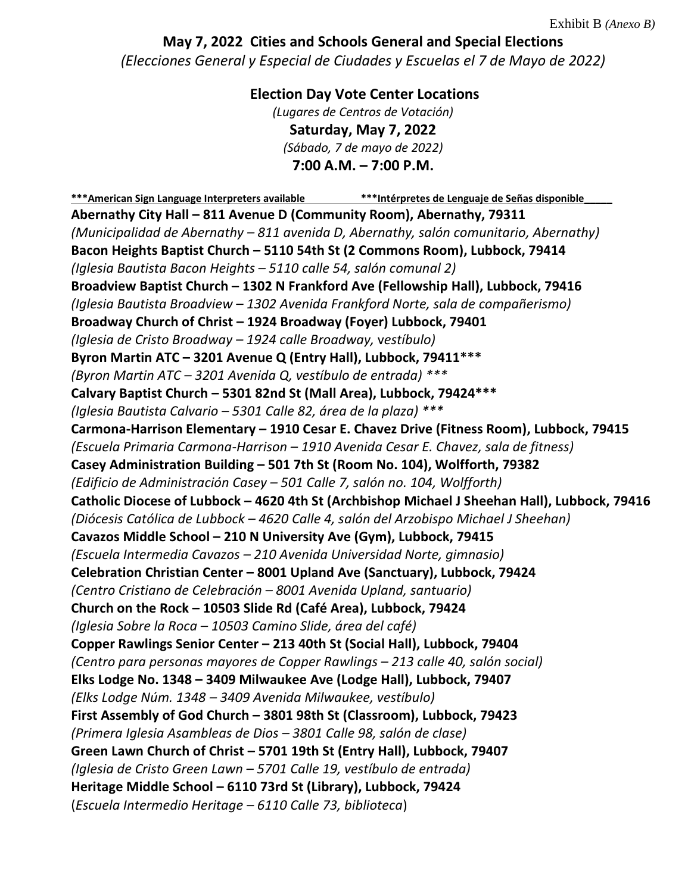Exhibit B *(Anexo B)*

## May 7, 2022 Cities and Schools General and Special Elections

*(Elecciones General y Especial de Ciudades y Escuelas el 7 de Mayo de 2022)*

### Election Day Vote Center Locations

*(Lugares de Centros de Votación)*

**Saturday, May 7, 2022**

*(Sábado, 7 de mayo de 2022)*

**7:00 A.M. – 7:00 P.M.**

**\*\*\*American Sign Language Interpreters available \*\*\*Intérpretes de Lenguaje de Señas disponible**

**Abernathy City Hall – 811 Avenue D (Community Room), Abernathy, 79311**
*(Municipalidad de Abernathy – 811 avenida D, Abernathy, salón comunitario, Abernathy)*

**Bacon Heights Baptist Church – 5110 54th St (2 Commons Room), Lubbock, 79414**
*(Iglesia Bautista Bacon Heights – 5110 calle 54, salón comunal 2)*

**Broadview Baptist Church – 1302 N Frankford Ave (Fellowship Hall), Lubbock, 79416**
*(Iglesia Bautista Broadview – 1302 Avenida Frankford Norte, sala de compañerismo)*

**Broadway Church of Christ – 1924 Broadway (Foyer) Lubbock, 79401**
*(Iglesia de Cristo Broadway – 1924 calle Broadway, vestíbulo)*

**Byron Martin ATC – 3201 Avenue Q (Entry Hall), Lubbock, 79411\*\*\***
*(Byron Martin ATC – 3201 Avenida Q, vestíbulo de entrada) \*\*\**

**Calvary Baptist Church – 5301 82nd St (Mall Area), Lubbock, 79424\*\*\***
*(Iglesia Bautista Calvario – 5301 Calle 82, área de la plaza) \*\*\**

**Carmona-Harrison Elementary – 1910 Cesar E. Chavez Drive (Fitness Room), Lubbock, 79415**
*(Escuela Primaria Carmona-Harrison – 1910 Avenida Cesar E. Chavez, sala de fitness)*

**Casey Administration Building – 501 7th St (Room No. 104), Wolfforth, 79382**
*(Edificio de Administración Casey – 501 Calle 7, salón no. 104, Wolfforth)*

**Catholic Diocese of Lubbock – 4620 4th St (Archbishop Michael J Sheehan Hall), Lubbock, 79416**
*(Diócesis Católica de Lubbock – 4620 Calle 4, salón del Arzobispo Michael J Sheehan)*

**Cavazos Middle School – 210 N University Ave (Gym), Lubbock, 79415**
*(Escuela Intermedia Cavazos – 210 Avenida Universidad Norte, gimnasio)*

**Celebration Christian Center – 8001 Upland Ave (Sanctuary), Lubbock, 79424**
*(Centro Cristiano de Celebración – 8001 Avenida Upland, santuario)*

**Church on the Rock – 10503 Slide Rd (Café Area), Lubbock, 79424**
*(Iglesia Sobre la Roca – 10503 Camino Slide, área del café)*

**Copper Rawlings Senior Center – 213 40th St (Social Hall), Lubbock, 79404**
*(Centro para personas mayores de Copper Rawlings – 213 calle 40, salón social)*

**Elks Lodge No. 1348 – 3409 Milwaukee Ave (Lodge Hall), Lubbock, 79407**
*(Elks Lodge Núm. 1348 – 3409 Avenida Milwaukee, vestíbulo)*

**First Assembly of God Church – 3801 98th St (Classroom), Lubbock, 79423**
*(Primera Iglesia Asambleas de Dios – 3801 Calle 98, salón de clase)*

**Green Lawn Church of Christ – 5701 19th St (Entry Hall), Lubbock, 79407**
*(Iglesia de Cristo Green Lawn – 5701 Calle 19, vestíbulo de entrada)*

**Heritage Middle School – 6110 73rd St (Library), Lubbock, 79424**
(*Escuela Intermedio Heritage – 6110 Calle 73, biblioteca*)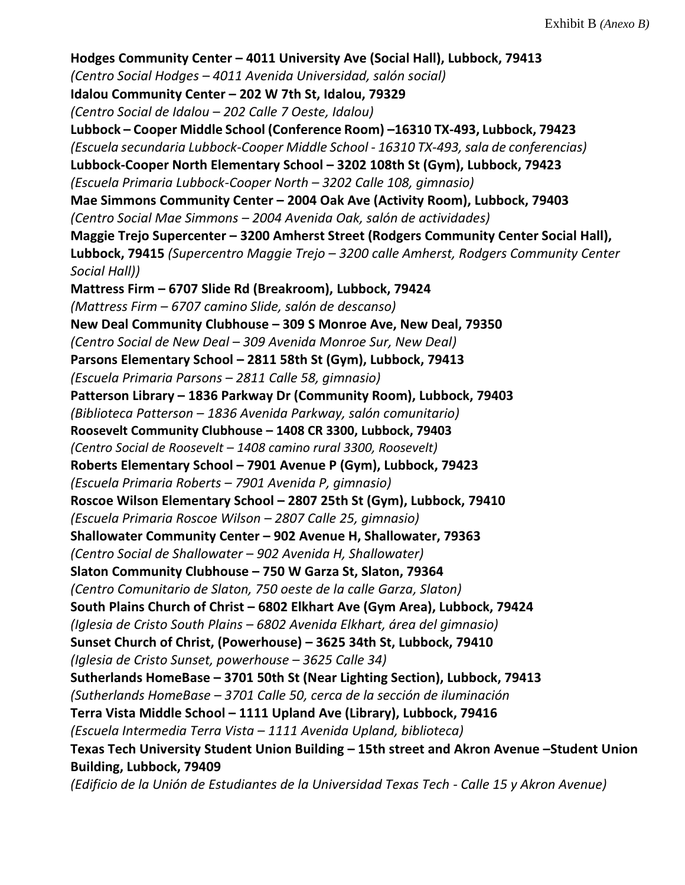**Hodges Community Center – 4011 University Ave (Social Hall), Lubbock, 79413**
*(Centro Social Hodges – 4011 Avenida Universidad, salón social)*

**Idalou Community Center – 202 W 7th St, Idalou, 79329**
*(Centro Social de Idalou – 202 Calle 7 Oeste, Idalou)*

**Lubbock – Cooper Middle School (Conference Room) –16310 TX-493, Lubbock, 79423**
*(Escuela secundaria Lubbock-Cooper Middle School - 16310 TX-493, sala de conferencias)*

**Lubbock-Cooper North Elementary School – 3202 108th St (Gym), Lubbock, 79423**
*(Escuela Primaria Lubbock-Cooper North – 3202 Calle 108, gimnasio)*

**Mae Simmons Community Center – 2004 Oak Ave (Activity Room), Lubbock, 79403**
*(Centro Social Mae Simmons – 2004 Avenida Oak, salón de actividades)*

**Maggie Trejo Supercenter – 3200 Amherst Street (Rodgers Community Center Social Hall), Lubbock, 79415** *(Supercentro Maggie Trejo – 3200 calle Amherst, Rodgers Community Center Social Hall))*

**Mattress Firm – 6707 Slide Rd (Breakroom), Lubbock, 79424**
*(Mattress Firm – 6707 camino Slide, salón de descanso)*

**New Deal Community Clubhouse – 309 S Monroe Ave, New Deal, 79350**
*(Centro Social de New Deal – 309 Avenida Monroe Sur, New Deal)*

**Parsons Elementary School – 2811 58th St (Gym), Lubbock, 79413**
*(Escuela Primaria Parsons – 2811 Calle 58, gimnasio)*

**Patterson Library – 1836 Parkway Dr (Community Room), Lubbock, 79403**
*(Biblioteca Patterson – 1836 Avenida Parkway, salón comunitario)*

**Roosevelt Community Clubhouse – 1408 CR 3300, Lubbock, 79403**
*(Centro Social de Roosevelt – 1408 camino rural 3300, Roosevelt)*

**Roberts Elementary School – 7901 Avenue P (Gym), Lubbock, 79423**
*(Escuela Primaria Roberts – 7901 Avenida P, gimnasio)*

**Roscoe Wilson Elementary School – 2807 25th St (Gym), Lubbock, 79410**
*(Escuela Primaria Roscoe Wilson – 2807 Calle 25, gimnasio)*

**Shallowater Community Center – 902 Avenue H, Shallowater, 79363**
*(Centro Social de Shallowater – 902 Avenida H, Shallowater)*

**Slaton Community Clubhouse – 750 W Garza St, Slaton, 79364**
*(Centro Comunitario de Slaton, 750 oeste de la calle Garza, Slaton)*

**South Plains Church of Christ – 6802 Elkhart Ave (Gym Area), Lubbock, 79424**
*(Iglesia de Cristo South Plains – 6802 Avenida Elkhart, área del gimnasio)*

**Sunset Church of Christ, (Powerhouse) – 3625 34th St, Lubbock, 79410**
*(Iglesia de Cristo Sunset, powerhouse – 3625 Calle 34)*

**Sutherlands HomeBase – 3701 50th St (Near Lighting Section), Lubbock, 79413**
*(Sutherlands HomeBase – 3701 Calle 50, cerca de la sección de iluminación*

**Terra Vista Middle School – 1111 Upland Ave (Library), Lubbock, 79416**
*(Escuela Intermedia Terra Vista – 1111 Avenida Upland, biblioteca)*

**Texas Tech University Student Union Building – 15th street and Akron Avenue –Student Union Building, Lubbock, 79409**
*(Edificio de la Unión de Estudiantes de la Universidad Texas Tech - Calle 15 y Akron Avenue)*